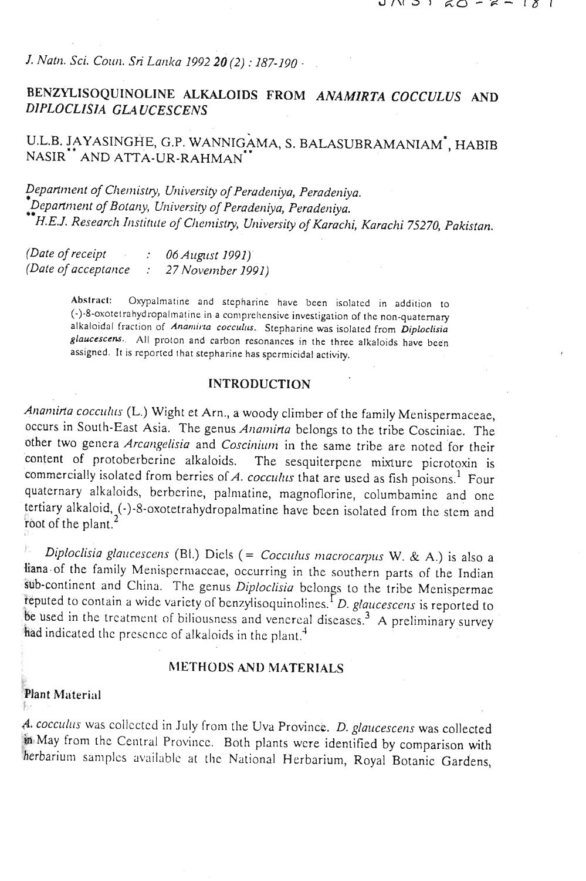*J. Natn. Sci. Coun. Sri Lanka* 1992 **20** (2) : 187-190

# BENZYLISOQUINOLINE ALKALOIDS FROM *ANAMIRTA COCCULUS* AND *DIPLOCLISIA GLAUCESCENS*

U.L.B. JAYASINGHE, G.P. WANNIGAMA, S. BALASUBRAMANIAM[*], HABIB NASIR[**] AND ATTA-UR-RAHMAN[**]

*Department of Chemistry, University of Peradeniya, Peradeniya.*
[*] *Department of Botany, University of Peradeniya, Peradeniya.*
[**] *H.E.J. Research Institute of Chemistry, University of Karachi, Karachi 75270, Pakistan.*

(Date of receipt : 06 August 1991)
(Date of acceptance : 27 November 1991)

**Abstract:** Oxypalmatine and stepharine have been isolated in addition to (-)-8-oxotetrahydropalmatine in a comprehensive investigation of the non-quaternary alkaloidal fraction of *Anamirta cocculus*. Stepharine was isolated from *Diploclisia glaucescens*. All proton and carbon resonances in the three alkaloids have been assigned. It is reported that stepharine has spermicidal activity.

## INTRODUCTION

*Anamirta cocculus* (L.) Wight et Arn., a woody climber of the family Menispermaceae, occurs in South-East Asia. The genus *Anamirta* belongs to the tribe Cosciniae. The other two genera *Arcangelisia* and *Coscinium* in the same tribe are noted for their content of protoberberine alkaloids. The sesquiterpene mixture picrotoxin is commercially isolated from berries of *A. cocculus* that are used as fish poisons.[1] Four quaternary alkaloids, berberine, palmatine, magnoflorine, columbamine and one tertiary alkaloid, (-)-8-oxotetrahydropalmatine have been isolated from the stem and root of the plant.[2]

*Diploclisia glaucescens* (Bl.) Diels (= *Cocculus macrocarpus* W. & A.) is also a liana of the family Menispermaceae, occurring in the southern parts of the Indian sub-continent and China. The genus *Diploclisia* belongs to the tribe Menispermae reputed to contain a wide variety of benzylisoquinolines.[1] *D. glaucescens* is reported to be used in the treatment of biliousness and venereal diseases.[3] A preliminary survey had indicated the presence of alkaloids in the plant.[4]

## METHODS AND MATERIALS

### Plant Material

*A. cocculus* was collected in July from the Uva Province. *D. glaucescens* was collected in May from the Central Province. Both plants were identified by comparison with herbarium samples available at the National Herbarium, Royal Botanic Gardens,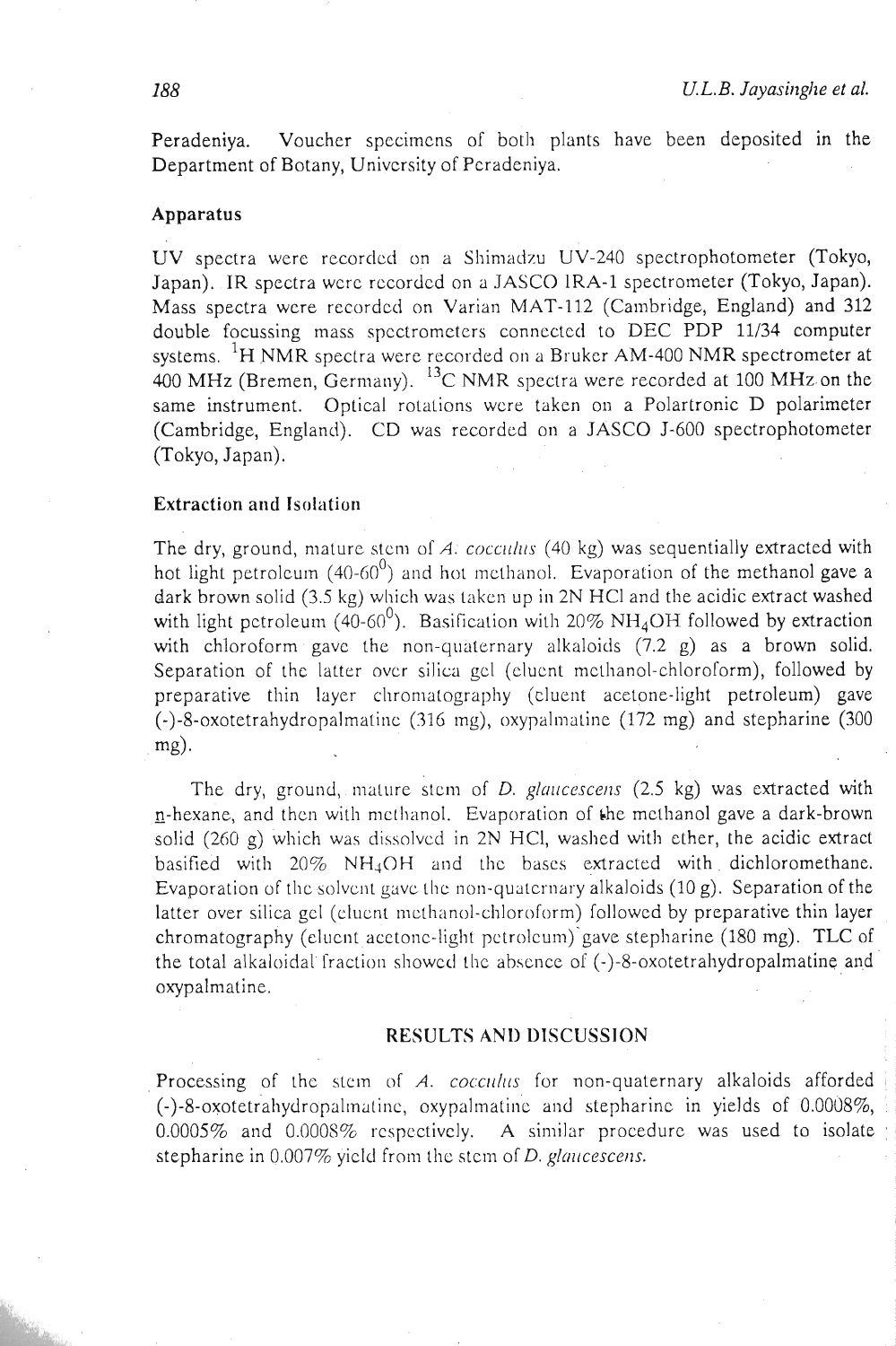Peradeniya. Voucher specimens of both plants have been deposited in the Department of Botany, University of Peradeniya.

### Apparatus

UV spectra were recorded on a Shimadzu UV-240 spectrophotometer (Tokyo, Japan). IR spectra were recorded on a JASCO IRA-1 spectrometer (Tokyo, Japan). Mass spectra were recorded on Varian MAT-112 (Cambridge, England) and 312 double focussing mass spectrometers connected to DEC PDP 11/34 computer systems. $^{1}$H NMR spectra were recorded on a Bruker AM-400 NMR spectrometer at 400 MHz (Bremen, Germany). $^{13}$C NMR spectra were recorded at 100 MHz on the same instrument. Optical rotations were taken on a Polartronic D polarimeter (Cambridge, England). CD was recorded on a JASCO J-600 spectrophotometer (Tokyo, Japan).

### Extraction and Isolation

The dry, ground, mature stem of *A. cocculus* (40 kg) was sequentially extracted with hot light petroleum (40-60$^{0}$) and hot methanol. Evaporation of the methanol gave a dark brown solid (3.5 kg) which was taken up in 2N HCl and the acidic extract washed with light petroleum (40-60$^{0}$). Basification with 20% $NH_4OH$ followed by extraction with chloroform gave the non-quaternary alkaloids (7.2 g) as a brown solid. Separation of the latter over silica gel (eluent methanol-chloroform), followed by preparative thin layer chromatography (eluent acetone-light petroleum) gave (-)-8-oxotetrahydropalmatine (316 mg), oxypalmatine (172 mg) and stepharine (300 mg).

The dry, ground, mature stem of *D. glaucescens* (2.5 kg) was extracted with n-hexane, and then with methanol. Evaporation of the methanol gave a dark-brown solid (260 g) which was dissolved in 2N HCl, washed with ether, the acidic extract basified with 20% $NH_4OH$ and the bases extracted with dichloromethane. Evaporation of the solvent gave the non-quaternary alkaloids (10 g). Separation of the latter over silica gel (eluent methanol-chloroform) followed by preparative thin layer chromatography (eluent acetone-light petroleum) gave stepharine (180 mg). TLC of the total alkaloidal fraction showed the absence of (-)-8-oxotetrahydropalmatine and oxypalmatine.

## RESULTS AND DISCUSSION

Processing of the stem of *A. cocculus* for non-quaternary alkaloids afforded (-)-8-oxotetrahydropalmatine, oxypalmatine and stepharine in yields of 0.0008%, 0.0005% and 0.0008% respectively. A similar procedure was used to isolate stepharine in 0.007% yield from the stem of *D. glaucescens*.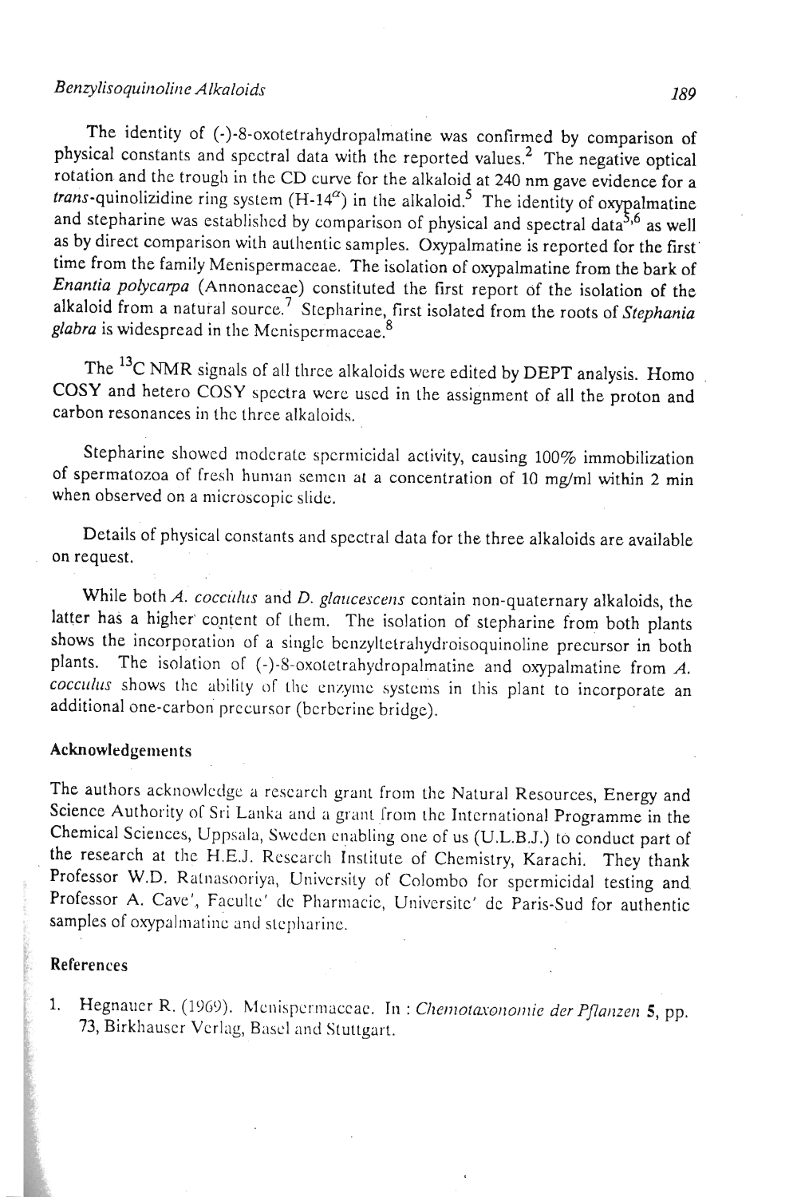The identity of (-)-8-oxotetrahydropalmatine was confirmed by comparison of physical constants and spectral data with the reported values.[2] The negative optical rotation and the trough in the CD curve for the alkaloid at 240 nm gave evidence for a *trans*-quinolizidine ring system (H-14$^{\alpha}$) in the alkaloid.[5] The identity of oxypalmatine and stepharine was established by comparison of physical and spectral data[5,6] as well as by direct comparison with authentic samples. Oxypalmatine is reported for the first time from the family Menispermaceae. The isolation of oxypalmatine from the bark of *Enantia polycarpa* (Annonaceae) constituted the first report of the isolation of the alkaloid from a natural source.[7] Stepharine, first isolated from the roots of *Stephania glabra* is widespread in the Menispermaceae.[8]

The $^{13}C$ NMR signals of all three alkaloids were edited by DEPT analysis. Homo COSY and hetero COSY spectra were used in the assignment of all the proton and carbon resonances in the three alkaloids.

Stepharine showed moderate spermicidal activity, causing 100% immobilization of spermatozoa of fresh human semen at a concentration of 10 mg/ml within 2 min when observed on a microscopic slide.

Details of physical constants and spectral data for the three alkaloids are available on request.

While both *A. cocculus* and *D. glaucescens* contain non-quaternary alkaloids, the latter has a higher content of them. The isolation of stepharine from both plants shows the incorporation of a single benzyltetrahydroisoquinoline precursor in both plants. The isolation of (-)-8-oxotetrahydropalmatine and oxypalmatine from *A. cocculus* shows the ability of the enzyme systems in this plant to incorporate an additional one-carbon precursor (berberine bridge).

## Acknowledgements

The authors acknowledge a research grant from the Natural Resources, Energy and Science Authority of Sri Lanka and a grant from the International Programme in the Chemical Sciences, Uppsala, Sweden enabling one of us (U.L.B.J.) to conduct part of the research at the H.E.J. Research Institute of Chemistry, Karachi. They thank Professor W.D. Ratnasooriya, University of Colombo for spermicidal testing and Professor A. Cave', Faculte' de Pharmacie, Universite' de Paris-Sud for authentic samples of oxypalmatine and stepharine.

## References

1. Hegnauer R. (1969). Menispermaceae. In : *Chemotaxonomie der Pflanzen* **5**, pp. 73, Birkhauser Verlag, Basel and Stuttgart.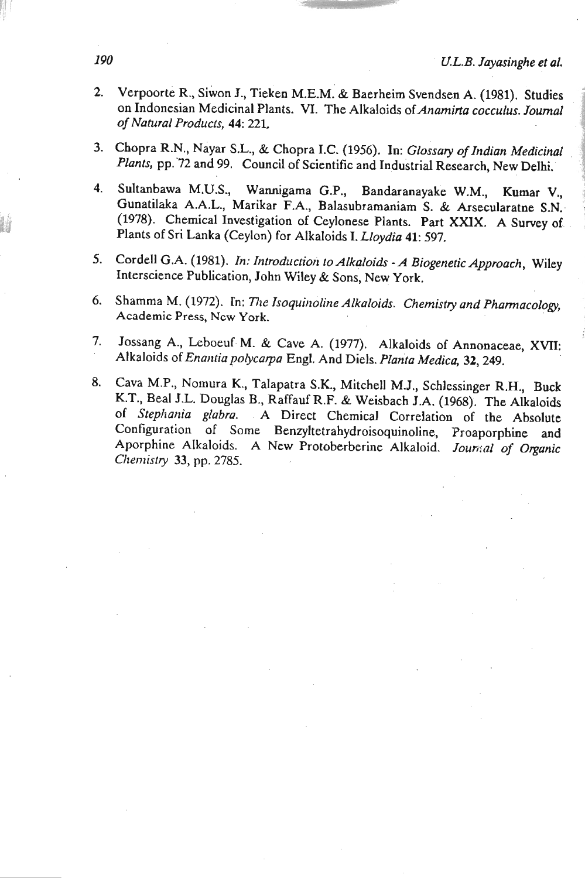2. Verpoorte R., Siwon J., Tieken M.E.M. & Baerheim Svendsen A. (1981). Studies on Indonesian Medicinal Plants. VI. The Alkaloids of *Anamirta cocculus*. *Journal of Natural Products,* **44**: 221.

3. Chopra R.N., Nayar S.L., & Chopra I.C. (1956). In: *Glossary of Indian Medicinal Plants,* pp. 72 and 99. Council of Scientific and Industrial Research, New Delhi.

4. Sultanbawa M.U.S., Wannigama G.P., Bandaranayake W.M., Kumar V., Gunatilaka A.A.L., Marikar F.A., Balasubramaniam S. & Arsecularatne S.N. (1978). Chemical Investigation of Ceylonese Plants. Part XXIX. A Survey of Plants of Sri Lanka (Ceylon) for Alkaloids I. *Lloydia* **41**: 597.

5. Cordell G.A. (1981). *In: Introduction to Alkaloids - A Biogenetic Approach,* Wiley Interscience Publication, John Wiley & Sons, New York.

6. Shamma M. (1972). In: *The Isoquinoline Alkaloids. Chemistry and Pharmacology,* Academic Press, New York.

7. Jossang A., Leboeuf M. & Cave A. (1977). Alkaloids of Annonaceae, XVII: Alkaloids of *Enantia polycarpa* Engl. And Diels. *Planta Medica,* **32**, 249.

8. Cava M.P., Nomura K., Talapatra S.K., Mitchell M.J., Schlessinger R.H., Buck K.T., Beal J.L. Douglas B., Raffauf R.F. & Weisbach J.A. (1968). The Alkaloids of *Stephania glabra*. A Direct Chemical Correlation of the Absolute Configuration of Some Benzyltetrahydroisoquinoline, Proaporphine and Aporphine Alkaloids. A New Protoberberine Alkaloid. *Journal of Organic Chemistry* **33**, pp. 2785.